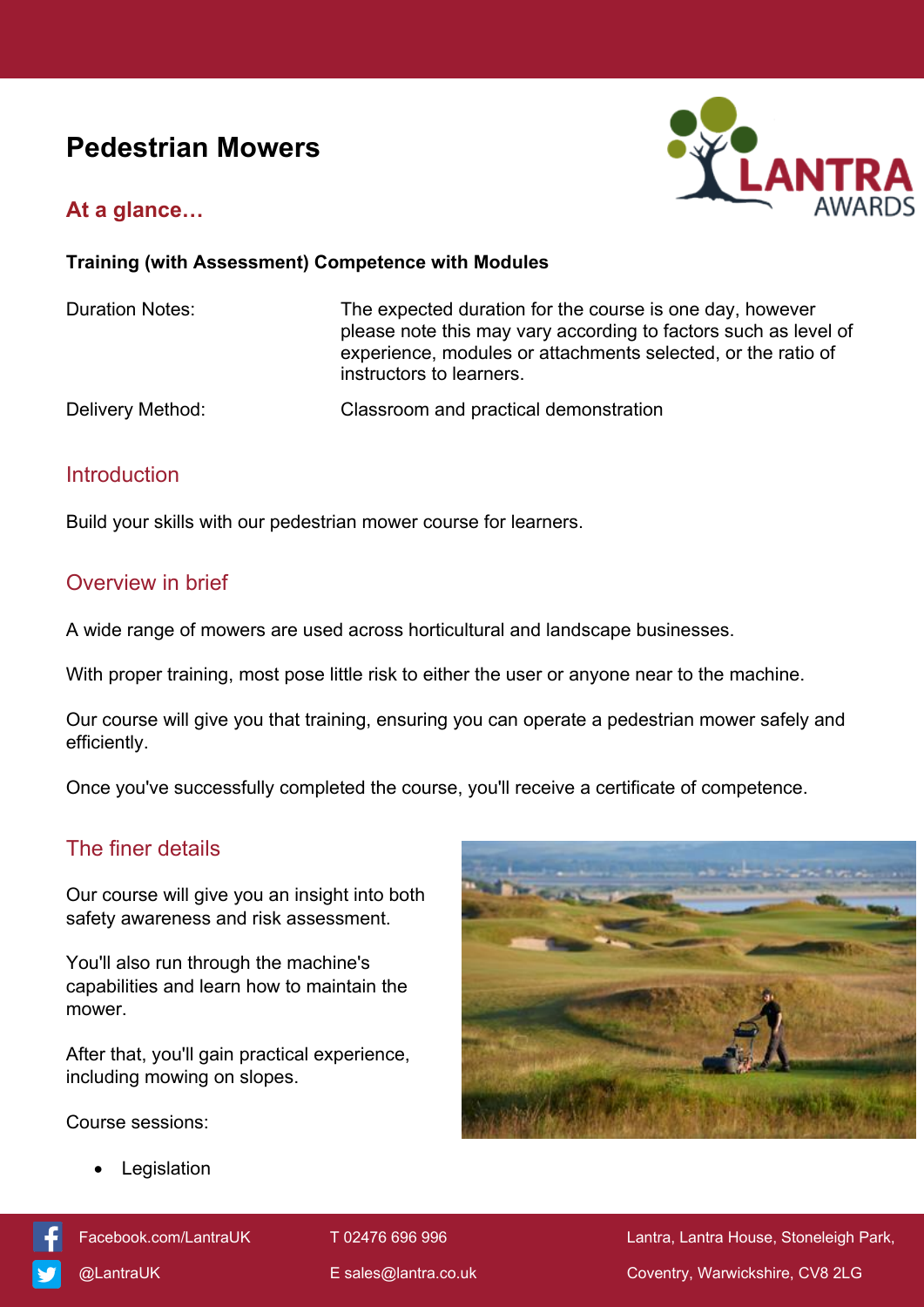# Pedestrian Mowers

## At a glance…

**Training (with Assessment) Competence with Modules**

| | |
|---|---|
| Duration Notes: | The expected duration for the course is one day, however please note this may vary according to factors such as level of experience, modules or attachments selected, or the ratio of instructors to learners. |
| Delivery Method: | Classroom and practical demonstration |

## Introduction

Build your skills with our pedestrian mower course for learners.

## Overview in brief

A wide range of mowers are used across horticultural and landscape businesses.

With proper training, most pose little risk to either the user or anyone near to the machine.

Our course will give you that training, ensuring you can operate a pedestrian mower safely and efficiently.

Once you've successfully completed the course, you'll receive a certificate of competence.

## The finer details

Our course will give you an insight into both safety awareness and risk assessment.

You'll also run through the machine's capabilities and learn how to maintain the mower.

After that, you'll gain practical experience, including mowing on slopes.

Course sessions:

- Legislation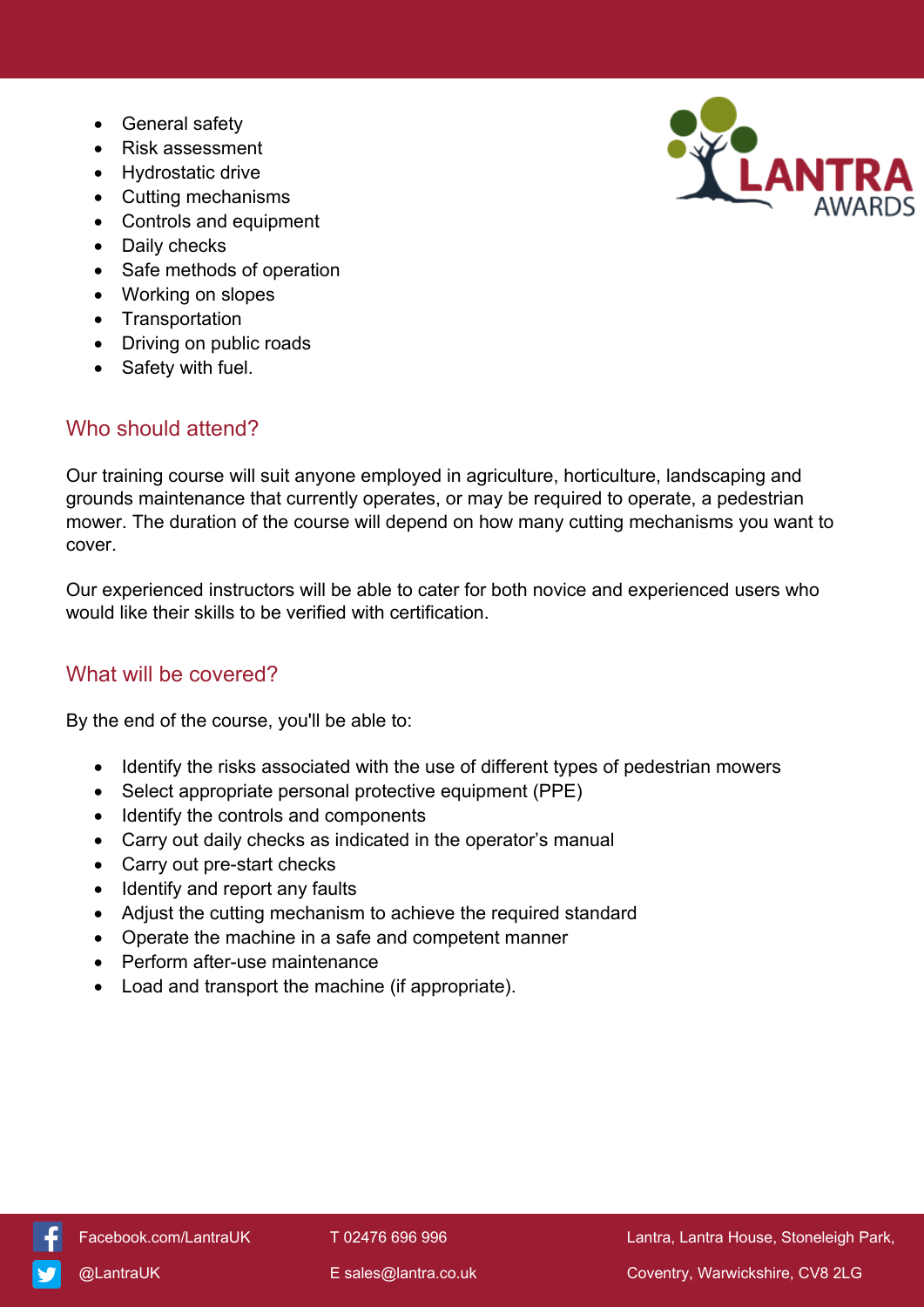- General safety
- Risk assessment
- Hydrostatic drive
- Cutting mechanisms
- Controls and equipment
- Daily checks
- Safe methods of operation
- Working on slopes
- Transportation
- Driving on public roads
- Safety with fuel.

## Who should attend?

Our training course will suit anyone employed in agriculture, horticulture, landscaping and grounds maintenance that currently operates, or may be required to operate, a pedestrian mower. The duration of the course will depend on how many cutting mechanisms you want to cover.

Our experienced instructors will be able to cater for both novice and experienced users who would like their skills to be verified with certification.

## What will be covered?

By the end of the course, you'll be able to:

- Identify the risks associated with the use of different types of pedestrian mowers
- Select appropriate personal protective equipment (PPE)
- Identify the controls and components
- Carry out daily checks as indicated in the operator's manual
- Carry out pre-start checks
- Identify and report any faults
- Adjust the cutting mechanism to achieve the required standard
- Operate the machine in a safe and competent manner
- Perform after-use maintenance
- Load and transport the machine (if appropriate).

Facebook.com/LantraUK

@LantraUK

T 02476 696 996

E sales@lantra.co.uk

Lantra, Lantra House, Stoneleigh Park, Coventry, Warwickshire, CV8 2LG